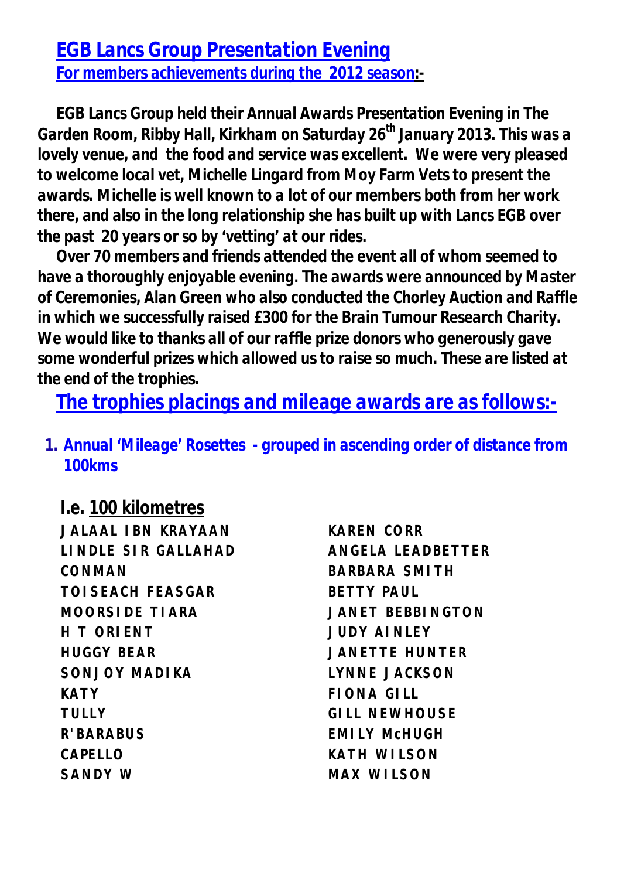# EGB Lancs Group Presentation Evening

## For members achievements during the 2012 season:-

**EGB Lancs Group held their Annual Awards Presentation Evening in The Garden Room, Ribby Hall, Kirkham on Saturday 26th January 2013. This was a lovely venue, and the food and service was excellent. We were very pleased to welcome local vet, Michelle Lingard from Moy Farm Vets to present the awards. Michelle is well known to a lot of our members both from her work there, and also in the long relationship she has built up with Lancs EGB over the past 20 years or so by 'vetting' at our rides.**

**Over 70 members and friends attended the event all of whom seemed to have a thoroughly enjoyable evening. The awards were announced by Master of Ceremonies, Alan Green who also conducted the Chorley Auction and Raffle in which we successfully raised £300 for the Brain Tumour Research Charity. We would like to thanks all of our raffle prize donors who generously gave some wonderful prizes which allowed us to raise so much. These are listed at the end of the trophies.**

## The trophies placings and mileage awards are as follows:-

1. **Annual 'Mileage' Rosettes - grouped in ascending order of distance from 100kms**

### I.e. 100 kilometres

| | |
|---|---|
| JALAAL IBN KRAYAAN | KAREN CORR |
| LINDLE SIR GALLAHAD | ANGELA LEADBETTER |
| CONMAN | BARBARA SMITH |
| TOISEACH FEASGAR | BETTY PAUL |
| MOORSIDE TIARA | JANET BEBBINGTON |
| H T ORIENT | JUDY AINLEY |
| HUGGY BEAR | JANETTE HUNTER |
| SONJOY MADIKA | LYNNE JACKSON |
| KATY | FIONA GILL |
| TULLY | GILL NEWHOUSE |
| R'BARABUS | EMILY McHUGH |
| CAPELLO | KATH WILSON |
| SANDY W | MAX WILSON |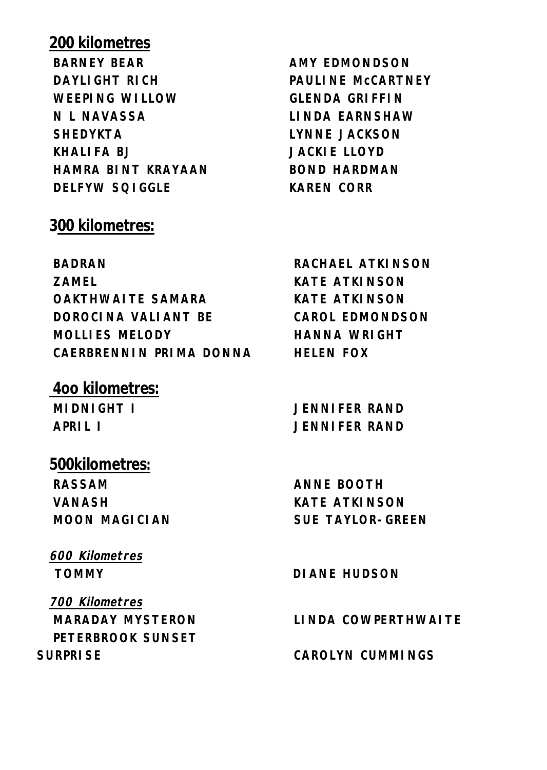## 200 kilometres

| | |
|---|---|
| BARNEY BEAR | AMY EDMONDSON |
| DAYLIGHT RICH | PAULINE McCARTNEY |
| WEEPING WILLOW | GLENDA GRIFFIN |
| N L NAVASSA | LINDA EARNSHAW |
| SHEDYKTA | LYNNE JACKSON |
| KHALIFA BJ | JACKIE LLOYD |
| HAMRA BINT KRAYAAN | BOND HARDMAN |
| DELFYW SQIGGLE | KAREN CORR |

## 300 kilometres:

| | |
|---|---|
| BADRAN | RACHAEL ATKINSON |
| ZAMEL | KATE ATKINSON |
| OAKTHWAITE SAMARA | KATE ATKINSON |
| DOROCINA VALIANT BE | CAROL EDMONDSON |
| MOLLIES MELODY | HANNA WRIGHT |
| CAERBRENNIN PRIMA DONNA | HELEN FOX |

## 4oo kilometres:

| | |
|---|---|
| MIDNIGHT I | JENNIFER RAND |
| APRIL I | JENNIFER RAND |

## 500kilometres:

| | |
|---|---|
| RASSAM | ANNE BOOTH |
| VANASH | KATE ATKINSON |
| MOON MAGICIAN | SUE TAYLOR-GREEN |

### *600 Kilometres*

| | |
|---|---|
| TOMMY | DIANE HUDSON |

### *700 Kilometres*

| | |
|---|---|
| MARADAY MYSTERON | LINDA COWPERTHWAITE |
| PETERBROOK SUNSET SURPRISE | CAROLYN CUMMINGS |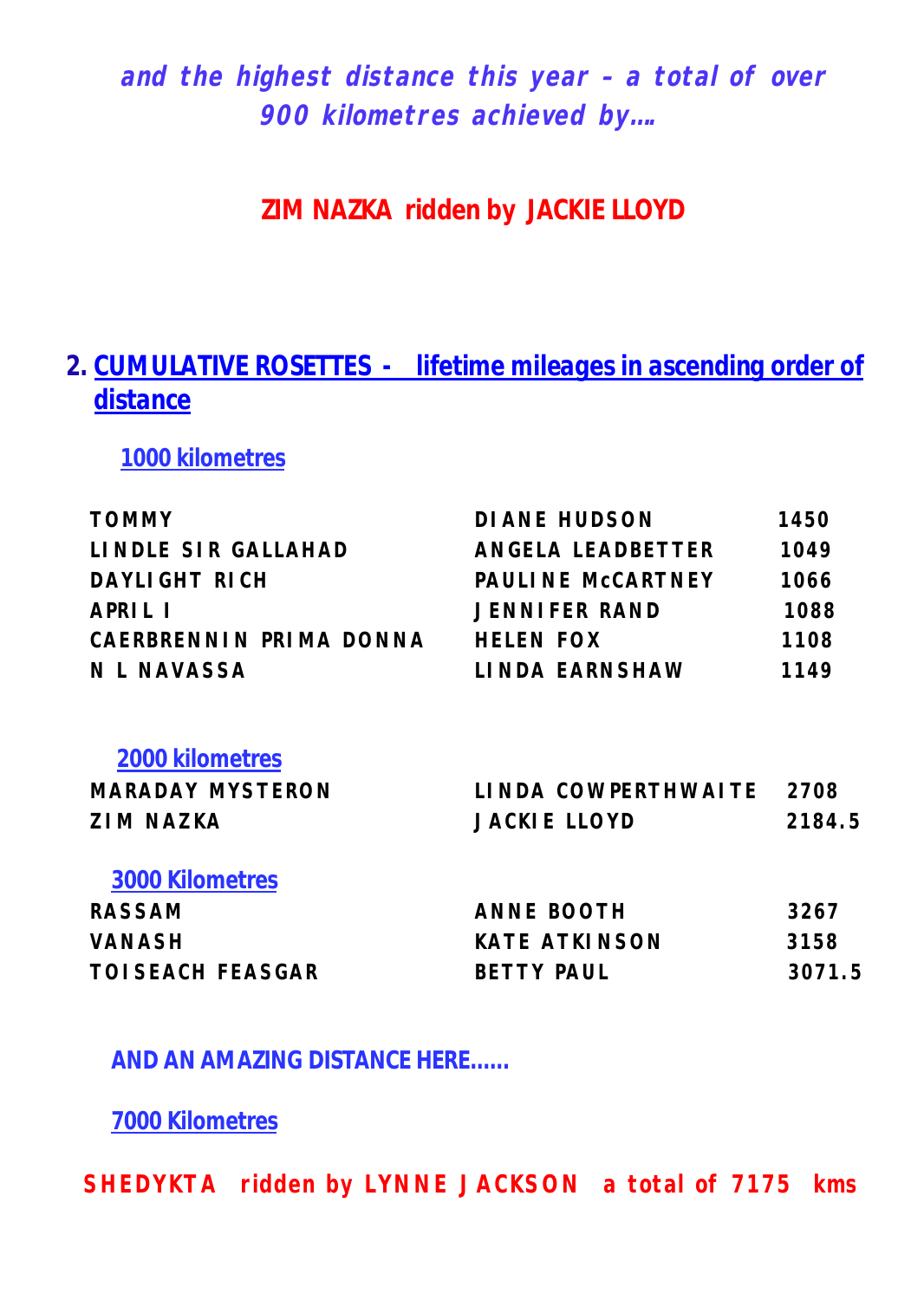***and the highest distance this year – a total of over 900 kilometres achieved by….***

**ZIM NAZKA ridden by JACKIE LLOYD**

## 2. CUMULATIVE ROSETTES - lifetime mileages in ascending order of distance

### 1000 kilometres

| | | |
|---|---|---|
| TOMMY | DIANE HUDSON | 1450 |
| LINDLE SIR GALLAHAD | ANGELA LEADBETTER | 1049 |
| DAYLIGHT RICH | PAULINE McCARTNEY | 1066 |
| APRIL I | JENNIFER RAND | 1088 |
| CAERBRENNIN PRIMA DONNA | HELEN FOX | 1108 |
| N L NAVASSA | LINDA EARNSHAW | 1149 |

### 2000 kilometres

| | | |
|---|---|---|
| MARADAY MYSTERON | LINDA COWPERTHWAITE | 2708 |
| ZIM NAZKA | JACKIE LLOYD | 2184.5 |

### 3000 Kilometres

| | | |
|---|---|---|
| RASSAM | ANNE BOOTH | 3267 |
| VANASH | KATE ATKINSON | 3158 |
| TOISEACH FEASGAR | BETTY PAUL | 3071.5 |

**AND AN AMAZING DISTANCE HERE……**

### 7000 Kilometres

**SHEDYKTA ridden by LYNNE JACKSON a total of 7175 kms**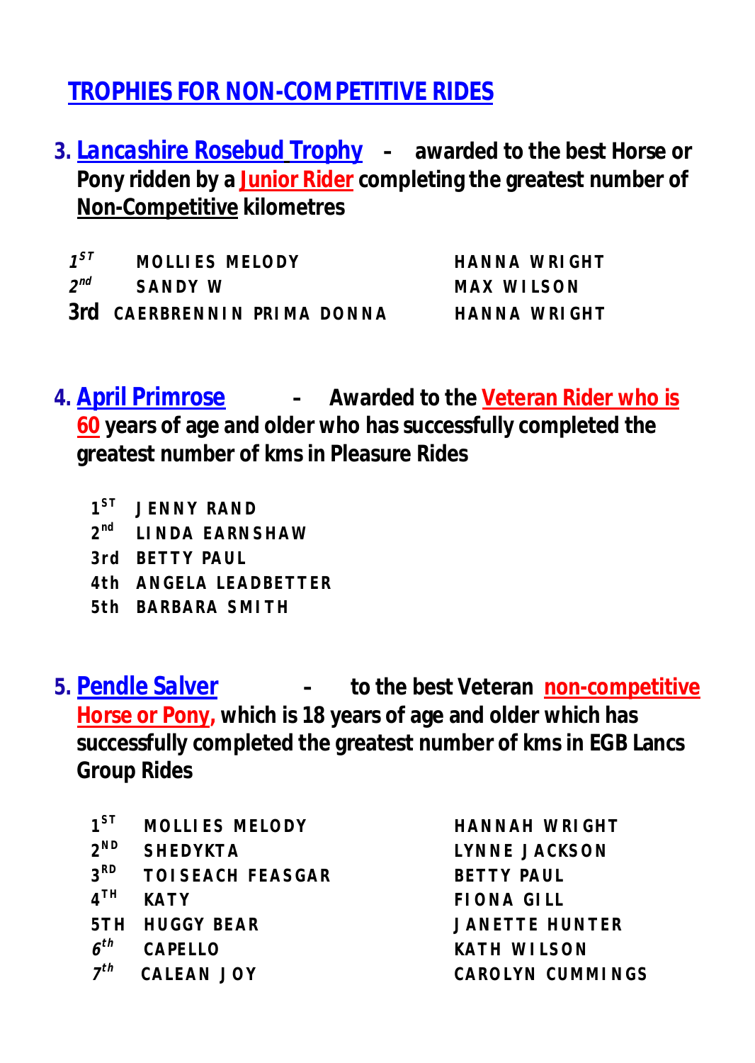## TROPHIES FOR NON-COMPETITIVE RIDES

3. **Lancashire Rosebud Trophy** - **awarded to the best Horse or Pony ridden by a Junior Rider completing the greatest number of Non-Competitive kilometres**

| | | |
|---|---|---|
| 1ST | MOLLIES MELODY | HANNA WRIGHT |
| 2nd | SANDY W | MAX WILSON |
| 3rd | CAERBRENNIN PRIMA DONNA | HANNA WRIGHT |

4. **April Primrose** - **Awarded to the Veteran Rider who is 60 years of age and older who has successfully completed the greatest number of kms in Pleasure Rides**

| | |
|---|---|
| 1ST | JENNY RAND |
| 2nd | LINDA EARNSHAW |
| 3rd | BETTY PAUL |
| 4th | ANGELA LEADBETTER |
| 5th | BARBARA SMITH |

5. **Pendle Salver** - **to the best Veteran non-competitive Horse or Pony, which is 18 years of age and older which has successfully completed the greatest number of kms in EGB Lancs Group Rides**

| | | |
|---|---|---|
| 1ST | MOLLIES MELODY | HANNAH WRIGHT |
| 2ND | SHEDYKTA | LYNNE JACKSON |
| 3RD | TOISEACH FEASGAR | BETTY PAUL |
| 4TH | KATY | FIONA GILL |
| 5TH | HUGGY BEAR | JANETTE HUNTER |
| 6th | CAPELLO | KATH WILSON |
| 7th | CALEAN JOY | CAROLYN CUMMINGS |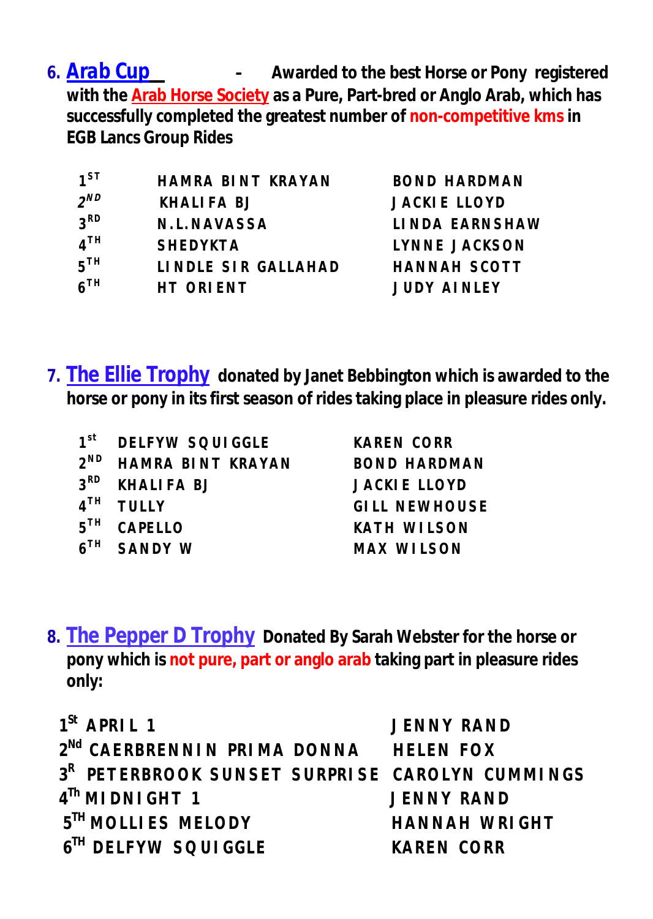6. **Arab Cup** - **Awarded to the best Horse or Pony registered with the Arab Horse Society as a Pure, Part-bred or Anglo Arab, which has successfully completed the greatest number of non-competitive kms in EGB Lancs Group Rides**

| | | |
|---|---|---|
| 1ST | HAMRA BINT KRAYAN | BOND HARDMAN |
| 2ND | KHALIFA BJ | JACKIE LLOYD |
| 3RD | N.L.NAVASSA | LINDA EARNSHAW |
| 4TH | SHEDYKTA | LYNNE JACKSON |
| 5TH | LINDLE SIR GALLAHAD | HANNAH SCOTT |
| 6TH | HT ORIENT | JUDY AINLEY |

7. **The Ellie Trophy** **donated by Janet Bebbington which is awarded to the horse or pony in its first season of rides taking place in pleasure rides only.**

| | | |
|---|---|---|
| 1st | DELFYW SQUIGGLE | KAREN CORR |
| 2ND | HAMRA BINT KRAYAN | BOND HARDMAN |
| 3RD | KHALIFA BJ | JACKIE LLOYD |
| 4TH | TULLY | GILL NEWHOUSE |
| 5TH | CAPELLO | KATH WILSON |
| 6TH | SANDY W | MAX WILSON |

8. **The Pepper D Trophy** **Donated By Sarah Webster for the horse or pony which is not pure, part or anglo arab taking part in pleasure rides only:**

| | | |
|---|---|---|
| 1St | APRIL 1 | JENNY RAND |
| 2Nd | CAERBRENNIN PRIMA DONNA | HELEN FOX |
| 3R | PETERBROOK SUNSET SURPRISE | CAROLYN CUMMINGS |
| 4Th | MIDNIGHT 1 | JENNY RAND |
| 5TH | MOLLIES MELODY | HANNAH WRIGHT |
| 6TH | DELFYW SQUIGGLE | KAREN CORR |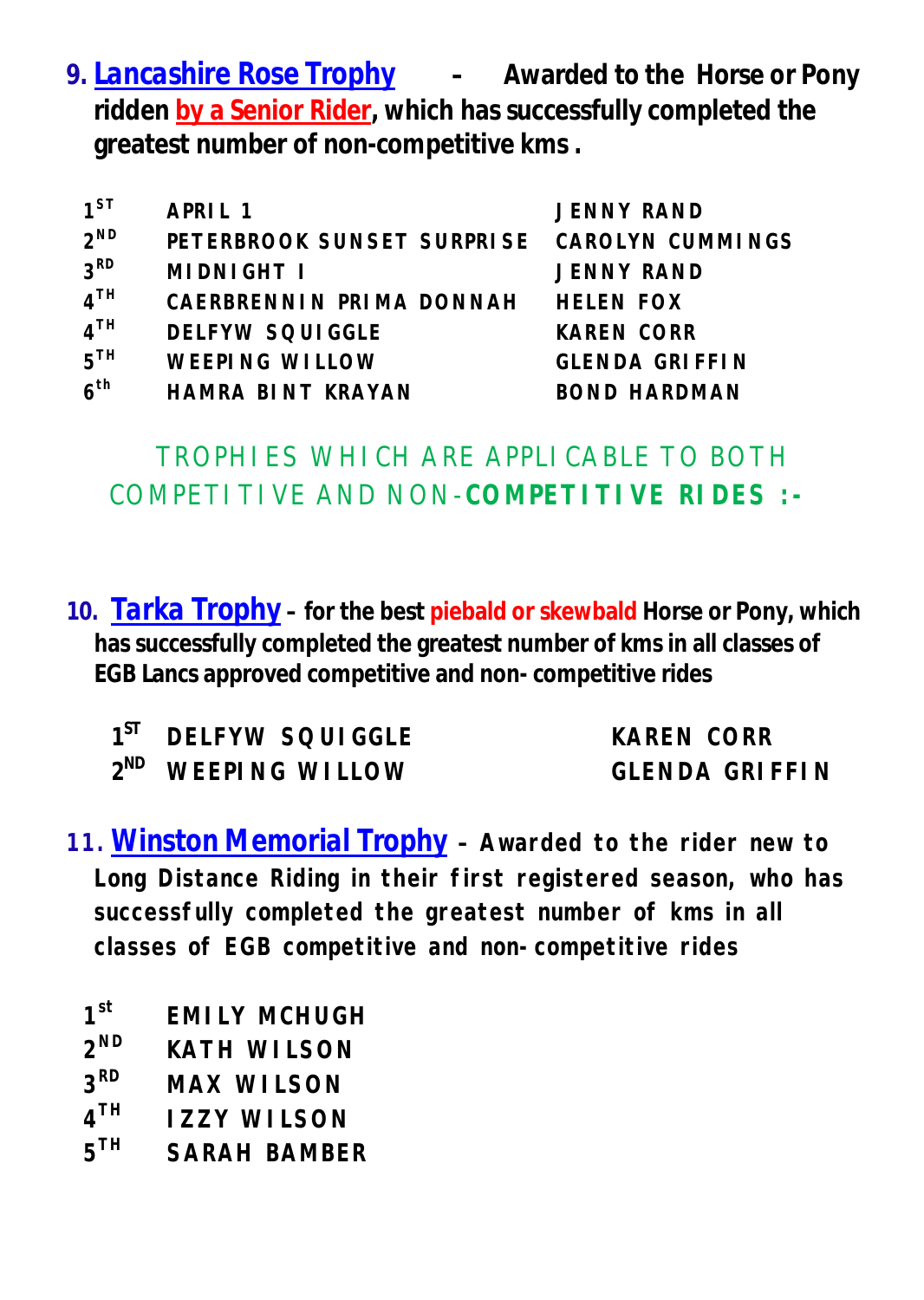**9. Lancashire Rose Trophy - Awarded to the Horse or Pony ridden by a Senior Rider, which has successfully completed the greatest number of non-competitive kms .**

| | | |
|---|---|---|
| 1ST | APRIL 1 | JENNY RAND |
| 2ND | PETERBROOK SUNSET SURPRISE | CAROLYN CUMMINGS |
| 3RD | MIDNIGHT I | JENNY RAND |
| 4TH | CAERBRENNIN PRIMA DONNAH | HELEN FOX |
| 4TH | DELFYW SQUIGGLE | KAREN CORR |
| 5TH | WEEPING WILLOW | GLENDA GRIFFIN |
| 6th | HAMRA BINT KRAYAN | BOND HARDMAN |

## TROPHIES WHICH ARE APPLICABLE TO BOTH COMPETITIVE AND NON-**COMPETITIVE RIDES :-**

**10. Tarka Trophy – for the best piebald or skewbald Horse or Pony, which has successfully completed the greatest number of kms in all classes of EGB Lancs approved competitive and non- competitive rides**

| | | |
|---|---|---|
| 1ST | DELFYW SQUIGGLE | KAREN CORR |
| 2ND | WEEPING WILLOW | GLENDA GRIFFIN |

**11. Winston Memorial Trophy – Awarded to the rider new to Long Distance Riding in their first registered season, who has successfully completed the greatest number of kms in all classes of EGB competitive and non- competitive rides**

| | |
|---|---|
| 1st | EMILY MCHUGH |
| 2ND | KATH WILSON |
| 3RD | MAX WILSON |
| 4TH | IZZY WILSON |
| 5TH | SARAH BAMBER |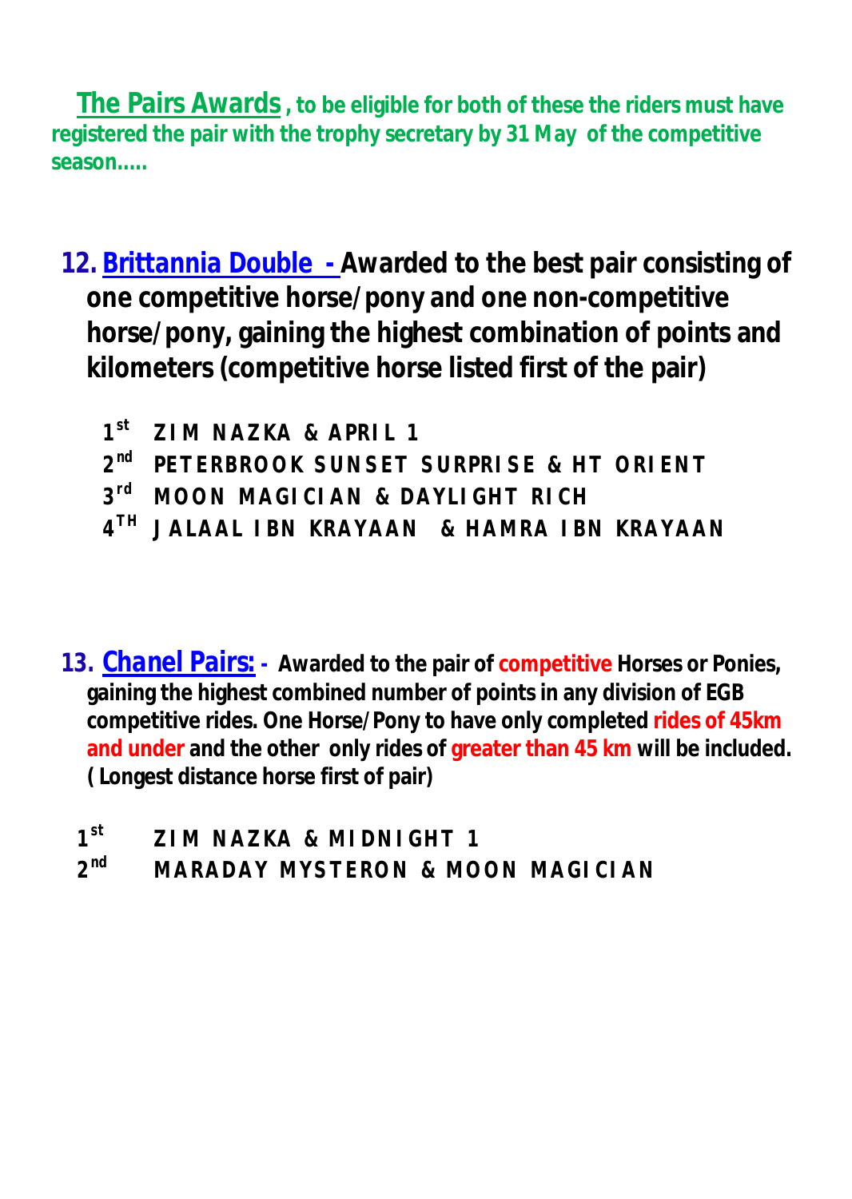**The Pairs Awards**, to be eligible for both of these the riders must have registered the pair with the trophy secretary by 31 May of the competitive season.....

## 12. Brittannia Double - Awarded to the best pair consisting of one competitive horse/pony and one non-competitive horse/pony, gaining the highest combination of points and kilometers (competitive horse listed first of the pair)

1st ZIM NAZKA & APRIL 1
2nd PETERBROOK SUNSET SURPRISE & HT ORIENT
3rd MOON MAGICIAN & DAYLIGHT RICH
4TH JALAAL IBN KRAYAAN & HAMRA IBN KRAYAAN

## 13. Chanel Pairs: - Awarded to the pair of competitive Horses or Ponies, gaining the highest combined number of points in any division of EGB competitive rides. One Horse/Pony to have only completed rides of 45km and under and the other only rides of greater than 45 km will be included. ( Longest distance horse first of pair)

1st ZIM NAZKA & MIDNIGHT 1
2nd MARADAY MYSTERON & MOON MAGICIAN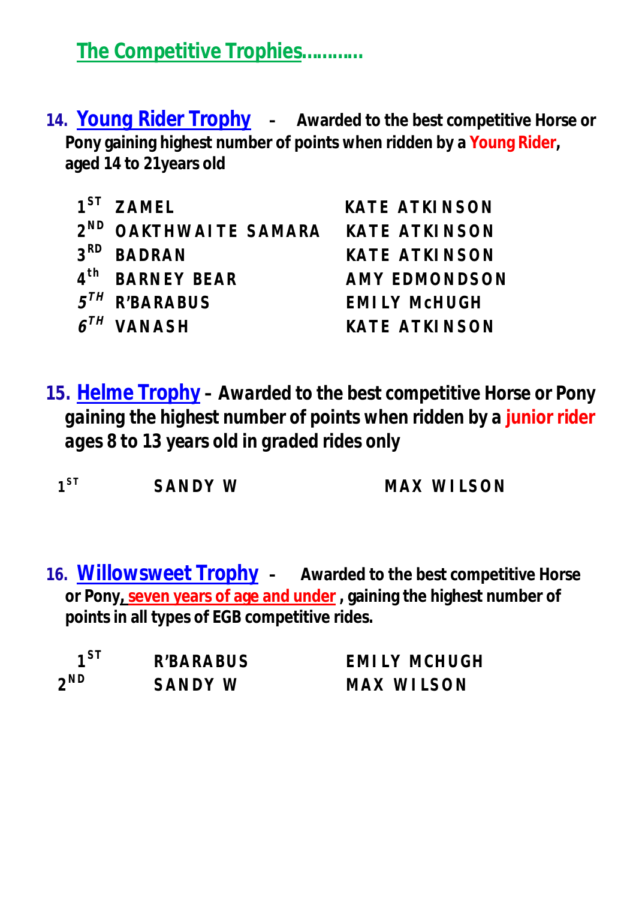## The Competitive Trophies…………

**14. Young Rider Trophy – Awarded to the best competitive Horse or Pony gaining highest number of points when ridden by a Young Rider, aged 14 to 21years old**

| | | |
|---|---|---|
| 1ST | ZAMEL | KATE ATKINSON |
| 2ND | OAKTHWAITE SAMARA | KATE ATKINSON |
| 3RD | BADRAN | KATE ATKINSON |
| 4th | BARNEY BEAR | AMY EDMONDSON |
| 5TH | R'BARABUS | EMILY McHUGH |
| 6TH | VANASH | KATE ATKINSON |

**15. Helme Trophy – Awarded to the best competitive Horse or Pony gaining the highest number of points when ridden by a junior rider ages 8 to 13 years old in graded rides only**

| | | |
|---|---|---|
| 1ST | SANDY W | MAX WILSON |

**16. Willowsweet Trophy – Awarded to the best competitive Horse or Pony, seven years of age and under, gaining the highest number of points in all types of EGB competitive rides.**

| | | |
|---|---|---|
| 1ST | R'BARABUS | EMILY MCHUGH |
| 2ND | SANDY W | MAX WILSON |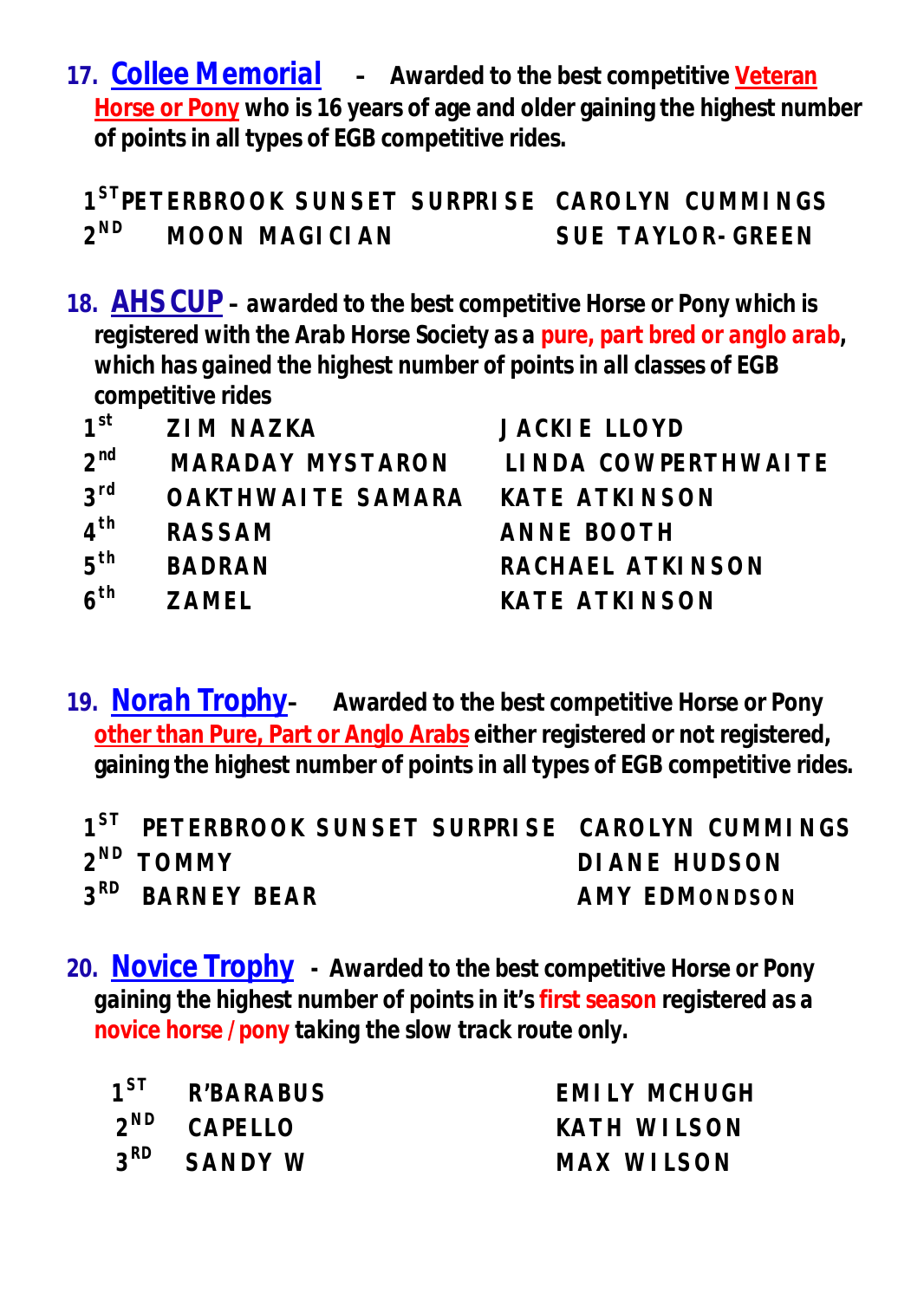**17. Collee Memorial** - **Awarded to the best competitive Veteran Horse or Pony who is 16 years of age and older gaining the highest number of points in all types of EGB competitive rides.**

| | | |
|---|---|---|
| 1ST | PETERBROOK SUNSET SURPRISE | CAROLYN CUMMINGS |
| 2ND | MOON MAGICIAN | SUE TAYLOR-GREEN |

**18. AHS CUP** – **awarded to the best competitive Horse or Pony which is registered with the Arab Horse Society as a pure, part bred or anglo arab, which has gained the highest number of points in all classes of EGB competitive rides**

| | | |
|---|---|---|
| 1st | ZIM NAZKA | JACKIE LLOYD |
| 2nd | MARADAY MYSTARON | LINDA COWPERTHWAITE |
| 3rd | OAKTHWAITE SAMARA | KATE ATKINSON |
| 4th | RASSAM | ANNE BOOTH |
| 5th | BADRAN | RACHAEL ATKINSON |
| 6th | ZAMEL | KATE ATKINSON |

**19. Norah Trophy**- **Awarded to the best competitive Horse or Pony other than Pure, Part or Anglo Arabs either registered or not registered, gaining the highest number of points in all types of EGB competitive rides.**

| | | |
|---|---|---|
| 1ST | PETERBROOK SUNSET SURPRISE | CAROLYN CUMMINGS |
| 2ND | TOMMY | DIANE HUDSON |
| 3RD | BARNEY BEAR | AMY EDMONDSON |

**20. Novice Trophy** - **Awarded to the best competitive Horse or Pony gaining the highest number of points in it's first season registered as a novice horse / pony taking the slow track route only.**

| | | |
|---|---|---|
| 1ST | R'BARABUS | EMILY MCHUGH |
| 2ND | CAPELLO | KATH WILSON |
| 3RD | SANDY W | MAX WILSON |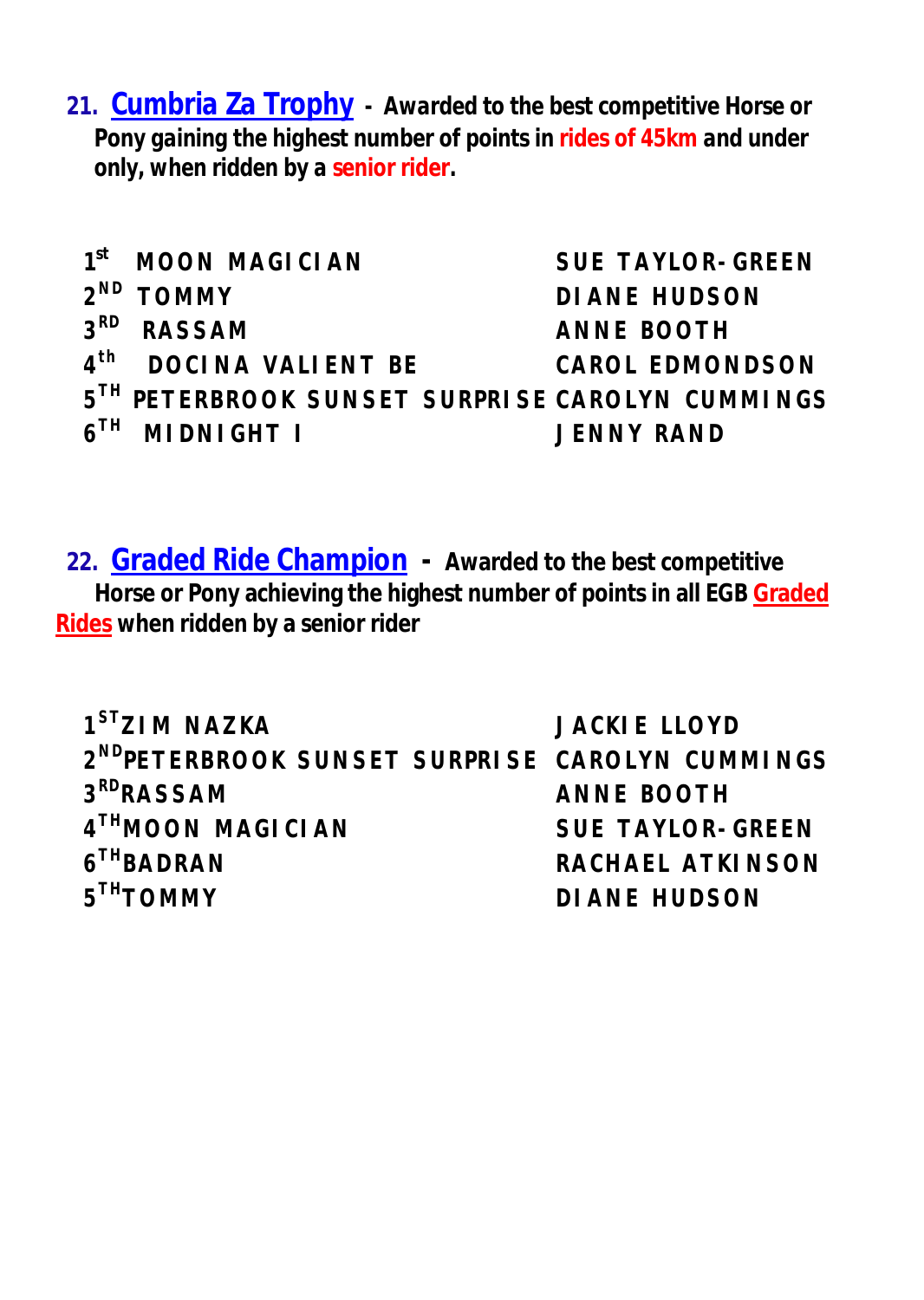**21. Cumbria Za Trophy - Awarded to the best competitive Horse or Pony gaining the highest number of points in rides of 45km and under only, when ridden by a senior rider.**

| | | |
|---|---|---|
| 1st | MOON MAGICIAN | SUE TAYLOR-GREEN |
| 2ND | TOMMY | DIANE HUDSON |
| 3RD | RASSAM | ANNE BOOTH |
| 4th | DOCINA VALIENT BE | CAROL EDMONDSON |
| 5TH | PETERBROOK SUNSET SURPRISE | CAROLYN CUMMINGS |
| 6TH | MIDNIGHT I | JENNY RAND |

**22. Graded Ride Champion - Awarded to the best competitive Horse or Pony achieving the highest number of points in all EGB Graded Rides when ridden by a senior rider**

| | | |
|---|---|---|
| 1ST | ZIM NAZKA | JACKIE LLOYD |
| 2ND | PETERBROOK SUNSET SURPRISE | CAROLYN CUMMINGS |
| 3RD | RASSAM | ANNE BOOTH |
| 4TH | MOON MAGICIAN | SUE TAYLOR-GREEN |
| 6TH | BADRAN | RACHAEL ATKINSON |
| 5TH | TOMMY | DIANE HUDSON |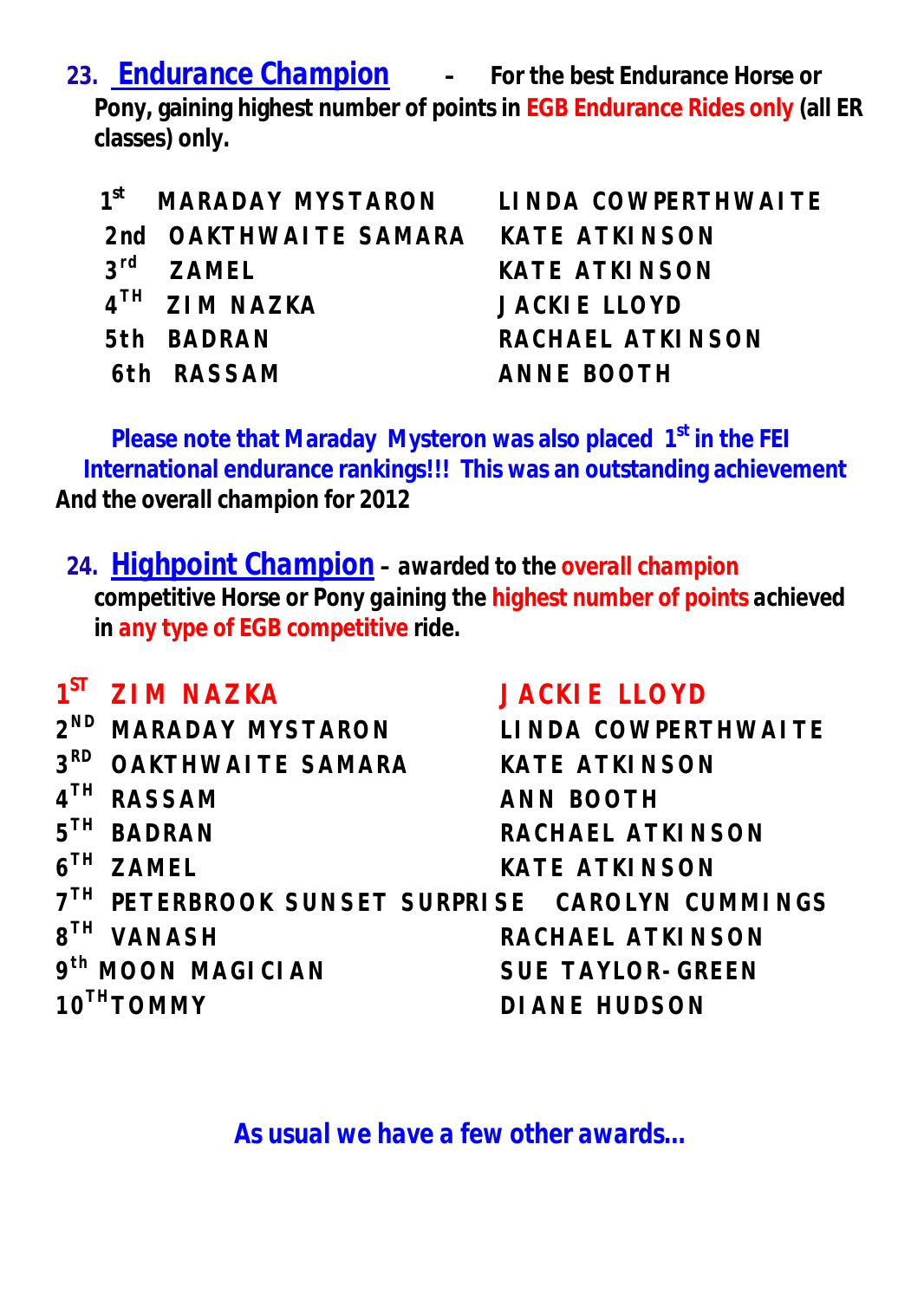## 23. Endurance Champion - For the best Endurance Horse or Pony, gaining highest number of points in EGB Endurance Rides only (all ER classes) only.

| | | |
|---|---|---|
| 1st | MARADAY MYSTARON | LINDA COWPERTHWAITE |
| 2nd | OAKTHWAITE SAMARA | KATE ATKINSON |
| 3rd | ZAMEL | KATE ATKINSON |
| 4TH | ZIM NAZKA | JACKIE LLOYD |
| 5th | BADRAN | RACHAEL ATKINSON |
| 6th | RASSAM | ANNE BOOTH |

**Please note that Maraday Mysteron was also placed 1st in the FEI International endurance rankings!!! This was an outstanding achievement And the overall champion for 2012**

## 24. Highpoint Champion – awarded to the overall champion competitive Horse or Pony gaining the highest number of points achieved in any type of EGB competitive ride.

| | | |
|---|---|---|
| 1ST | ZIM NAZKA | JACKIE LLOYD |
| 2ND | MARADAY MYSTARON | LINDA COWPERTHWAITE |
| 3RD | OAKTHWAITE SAMARA | KATE ATKINSON |
| 4TH | RASSAM | ANN BOOTH |
| 5TH | BADRAN | RACHAEL ATKINSON |
| 6TH | ZAMEL | KATE ATKINSON |
| 7TH | PETERBROOK SUNSET SURPRISE | CAROLYN CUMMINGS |
| 8TH | VANASH | RACHAEL ATKINSON |
| 9th | MOON MAGICIAN | SUE TAYLOR-GREEN |
| 10TH | TOMMY | DIANE HUDSON |

**As usual we have a few other awards…**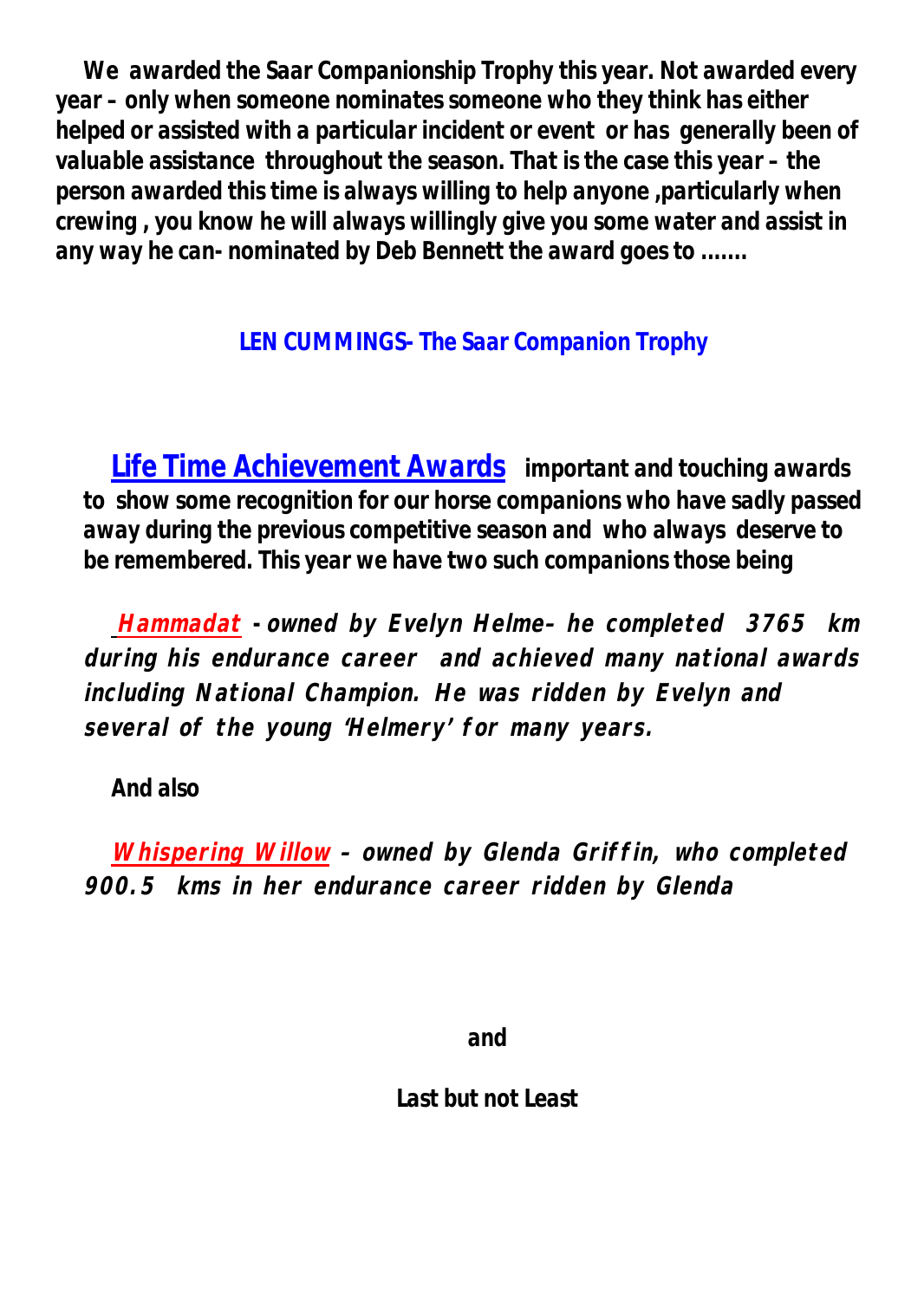**We awarded the Saar Companionship Trophy this year. Not awarded every year – only when someone nominates someone who they think has either helped or assisted with a particular incident or event or has generally been of valuable assistance throughout the season. That is the case this year – the person awarded this time is always willing to help anyone ,particularly when crewing , you know he will always willingly give you some water and assist in any way he can- nominated by Deb Bennett the award goes to …….**

**LEN CUMMINGS- The Saar Companion Trophy**

**Life Time Achievement Awards** **important and touching awards to show some recognition for our horse companions who have sadly passed away during the previous competitive season and who always deserve to be remembered. This year we have two such companions those being**

***Hammadat* *- owned by Evelyn Helme– he completed 3765 km during his endurance career and achieved many national awards including National Champion. He was ridden by Evelyn and several of the young 'Helmery' for many years.***

**And also**

***Whispering Willow* *- owned by Glenda Griffin, who completed 900.5 kms in her endurance career ridden by Glenda***

**and**

**Last but not Least**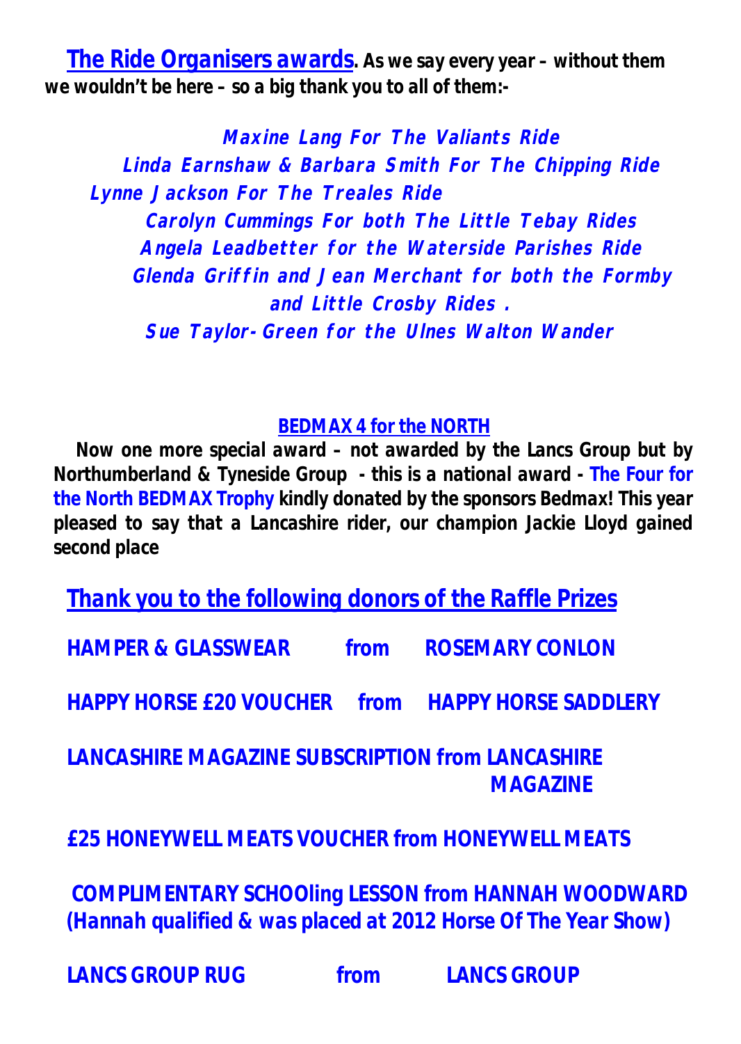**The Ride Organisers awards. As we say every year – without them we wouldn't be here – so a big thank you to all of them:-**

***Maxine Lang For The Valiants Ride***
***Linda Earnshaw & Barbara Smith For The Chipping Ride***
***Lynne Jackson For The Treales Ride***
***Carolyn Cummings For both The Little Tebay Rides***
***Angela Leadbetter for the Waterside Parishes Ride***
***Glenda Griffin and Jean Merchant for both the Formby and Little Crosby Rides .***
***Sue Taylor-Green for the Ulnes Walton Wander***

**BEDMAX 4 for the NORTH**

**Now one more special award – not awarded by the Lancs Group but by Northumberland & Tyneside Group - this is a national award - The Four for the North BEDMAX Trophy kindly donated by the sponsors Bedmax! This year pleased to say that a Lancashire rider, our champion Jackie Lloyd gained second place**

## Thank you to the following donors of the Raffle Prizes

**HAMPER & GLASSWEAR from ROSEMARY CONLON**

**HAPPY HORSE £20 VOUCHER from HAPPY HORSE SADDLERY**

**LANCASHIRE MAGAZINE SUBSCRIPTION from LANCASHIRE MAGAZINE**

**£25 HONEYWELL MEATS VOUCHER from HONEYWELL MEATS**

**COMPLIMENTARY SCHOOling LESSON from HANNAH WOODWARD (Hannah qualified & was placed at 2012 Horse Of The Year Show)**

**LANCS GROUP RUG from LANCS GROUP**